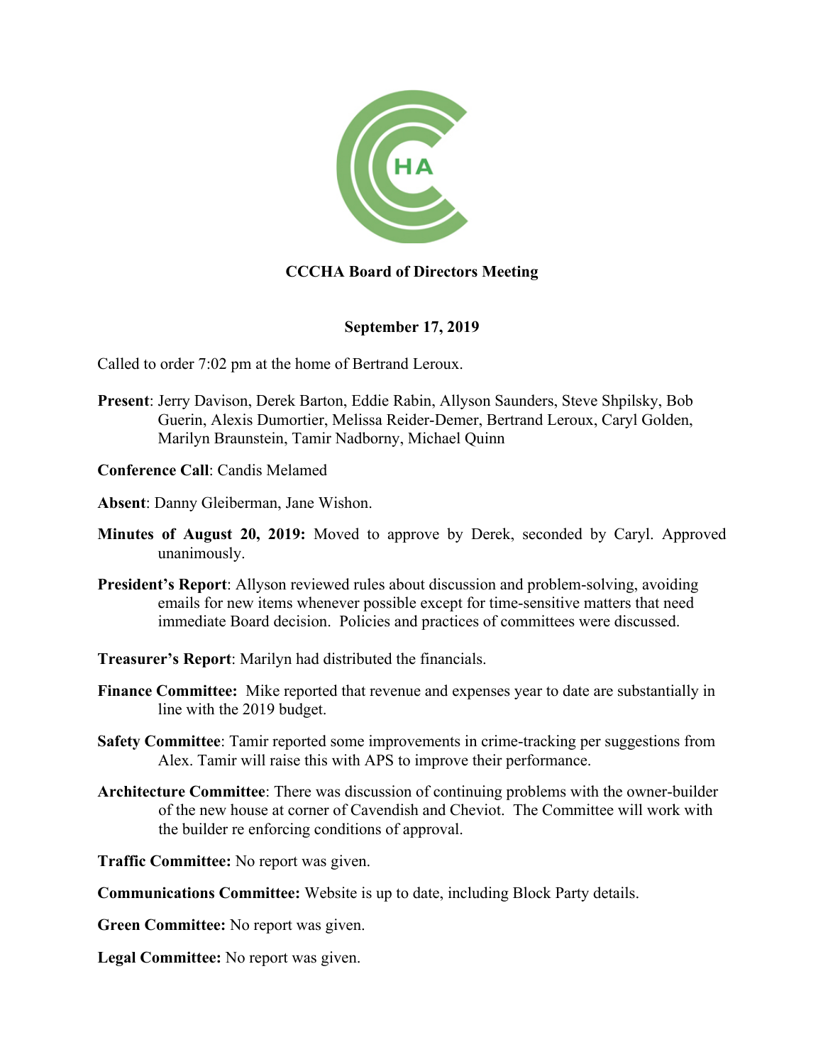**CCCHA Board of Directors Meeting**

**September 17, 2019**

Called to order 7:02 pm at the home of Bertrand Leroux.

**Present**: Jerry Davison, Derek Barton, Eddie Rabin, Allyson Saunders, Steve Shpilsky, Bob Guerin, Alexis Dumortier, Melissa Reider-Demer, Bertrand Leroux, Caryl Golden, Marilyn Braunstein, Tamir Nadborny, Michael Quinn

**Conference Call**: Candis Melamed

**Absent**: Danny Gleiberman, Jane Wishon.

**Minutes of August 20, 2019:** Moved to approve by Derek, seconded by Caryl. Approved unanimously.

**President's Report**: Allyson reviewed rules about discussion and problem-solving, avoiding emails for new items whenever possible except for time-sensitive matters that need immediate Board decision. Policies and practices of committees were discussed.

**Treasurer's Report**: Marilyn had distributed the financials.

**Finance Committee:** Mike reported that revenue and expenses year to date are substantially in line with the 2019 budget.

**Safety Committee**: Tamir reported some improvements in crime-tracking per suggestions from Alex. Tamir will raise this with APS to improve their performance.

**Architecture Committee**: There was discussion of continuing problems with the owner-builder of the new house at corner of Cavendish and Cheviot. The Committee will work with the builder re enforcing conditions of approval.

**Traffic Committee:** No report was given.

**Communications Committee:** Website is up to date, including Block Party details.

**Green Committee:** No report was given.

**Legal Committee:** No report was given.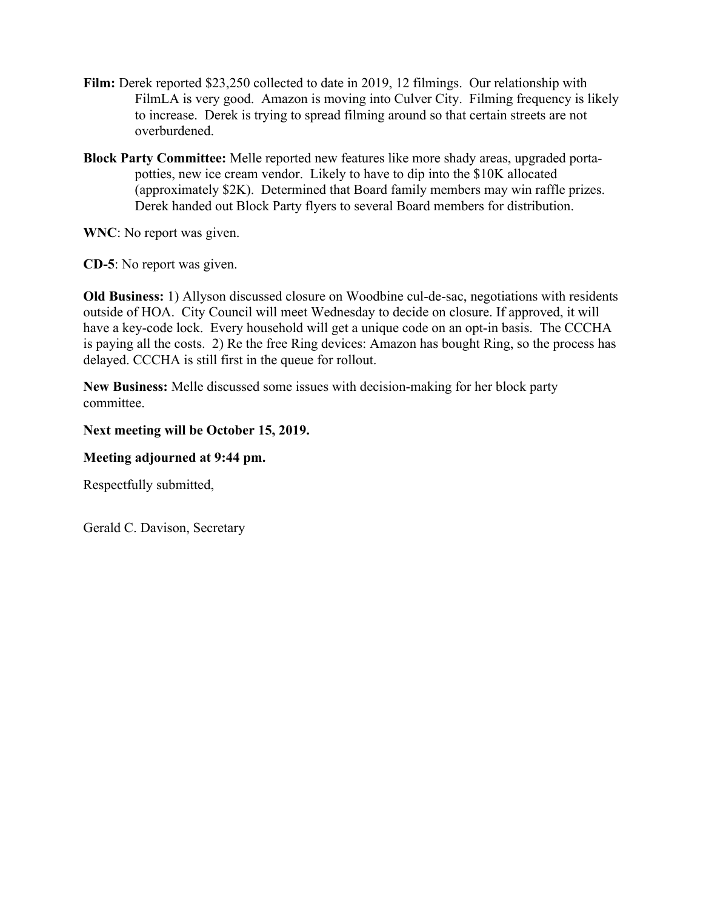**Film:** Derek reported $23,250 collected to date in 2019, 12 filmings. Our relationship with FilmLA is very good. Amazon is moving into Culver City. Filming frequency is likely to increase. Derek is trying to spread filming around so that certain streets are not overburdened.

**Block Party Committee:** Melle reported new features like more shady areas, upgraded porta-potties, new ice cream vendor. Likely to have to dip into the $10K allocated (approximately $2K). Determined that Board family members may win raffle prizes. Derek handed out Block Party flyers to several Board members for distribution.

**WNC**: No report was given.

**CD-5**: No report was given.

**Old Business:** 1) Allyson discussed closure on Woodbine cul-de-sac, negotiations with residents outside of HOA. City Council will meet Wednesday to decide on closure. If approved, it will have a key-code lock. Every household will get a unique code on an opt-in basis. The CCCHA is paying all the costs. 2) Re the free Ring devices: Amazon has bought Ring, so the process has delayed. CCCHA is still first in the queue for rollout.

**New Business:** Melle discussed some issues with decision-making for her block party committee.

**Next meeting will be October 15, 2019.**

**Meeting adjourned at 9:44 pm.**

Respectfully submitted,

Gerald C. Davison, Secretary